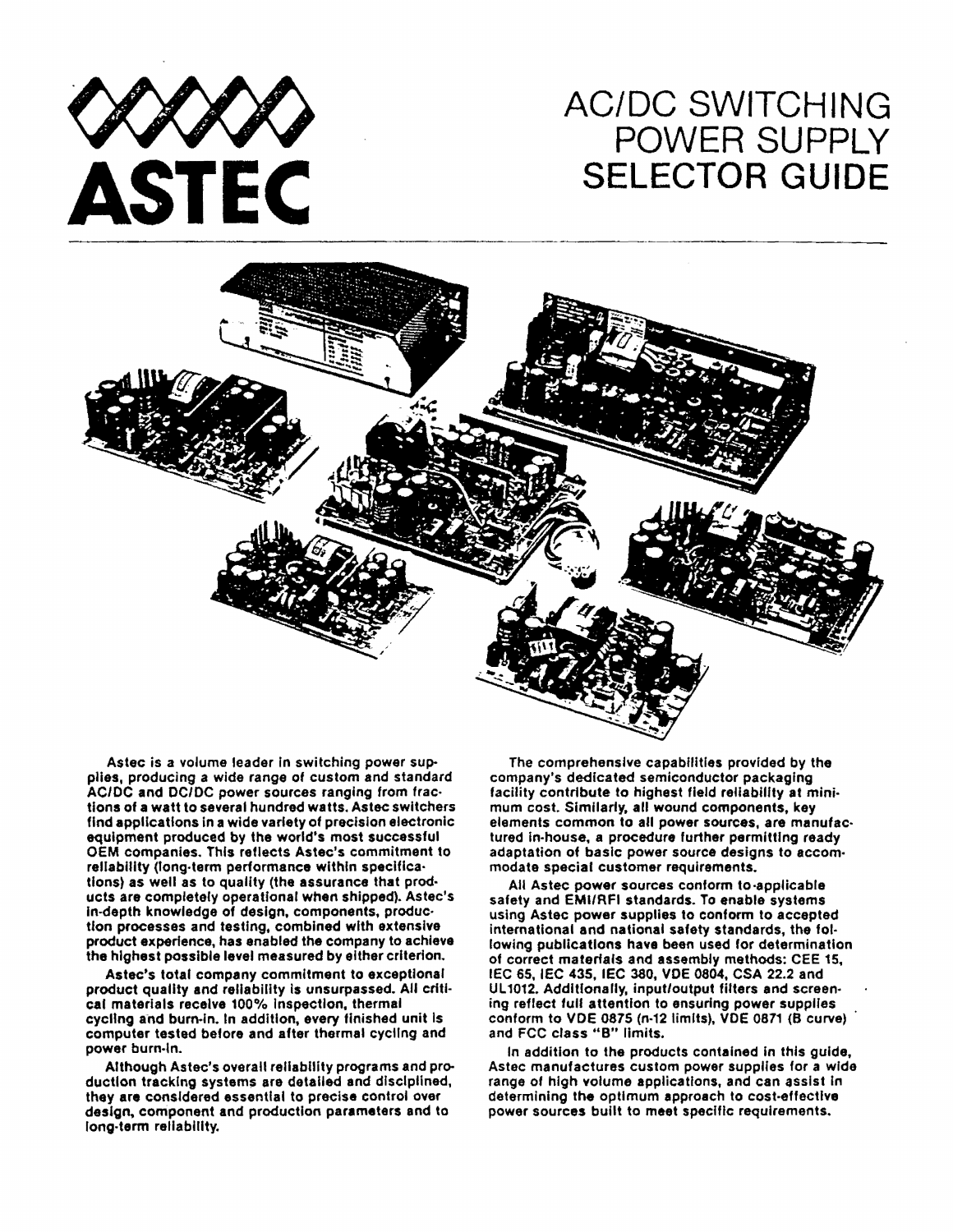# ASTEC

# AC/DC SWITCHING POWER SUPPLY SELECTOR GUIDE

Astec is a volume leader in switching power supplies, producing a wide range of custom and standard AC/DC and DC/DC power sources ranging from fractions of a watt to several hundred watts. Astec switchers find applications in a wide variety of precision electronic equipment produced by the world's most successful OEM companies. This reflects Astec's commitment to reliability (long-term performance within specifications) as well as to quality (the assurance that products are completely operational when shipped). Astec's in-depth knowledge of design, components, production processes and testing, combined with extensive product experience, has enabled the company to achieve the highest possible level measured by either criterion.

Astec's total company commitment to exceptional product quality and reliability is unsurpassed. All critical materials receive 100% inspection, thermal cycling and burn-in. In addition, every finished unit is computer tested before and after thermal cycling and power burn-in.

Although Astec's overall reliability programs and production tracking systems are detailed and disciplined, they are considered essential to precise control over design, component and production parameters and to long-term reliability.

The comprehensive capabilities provided by the company's dedicated semiconductor packaging facility contribute to highest field reliability at minimum cost. Similarly, all wound components, key elements common to all power sources, are manufactured in-house, a procedure further permitting ready adaptation of basic power source designs to accommodate special customer requirements.

All Astec power sources conform to applicable safety and EMI/RFI standards. To enable systems using Astec power supplies to conform to accepted international and national safety standards, the following publications have been used for determination of correct materials and assembly methods: CEE 15, IEC 65, IEC 435, IEC 380, VDE 0804, CSA 22.2 and UL1012. Additionally, input/output filters and screening reflect full attention to ensuring power supplies conform to VDE 0875 (n-12 limits), VDE 0871 (B curve) and FCC class "B" limits.

In addition to the products contained in this guide, Astec manufactures custom power supplies for a wide range of high volume applications, and can assist in determining the optimum approach to cost-effective power sources built to meet specific requirements.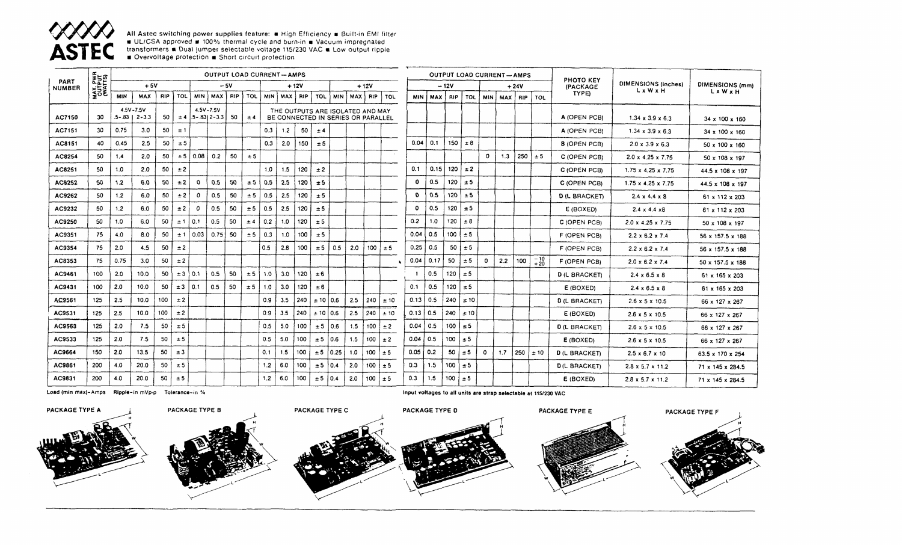**ASTEC**

All Astec switching power supplies feature: ■ High Efficiency ■ Built-in EMI filter ■ UL/CSA approved ■ 100% thermal cycle and burn-in ■ Vacuum impregnated transformers ■ Dual jumper selectable voltage 115/230 VAC ■ Low output ripple ■ Overvoltage protection ■ Short circuit protection

| PART NUMBER | MAX. PWR OUTPUT (WATTS) | OUTPUT LOAD CURRENT—AMPS | | | | | | | | | | | | | | | | OUTPUT LOAD CURRENT—AMPS | | | | | | | | PHOTO KEY (PACKAGE TYPE) | DIMENSIONS (inches) L x W x H | DIMENSIONS (mm) L x W x H |
|---|---|---|---|---|---|---|---|---|---|---|---|---|---|---|---|---|---|---|---|---|---|---|---|---|---|---|---|---|
| | | +5V | | | | −5V | | | | +12V | | | | +12V | | | | −12V | | | | +24V | | | | | | |
| | | MIN | MAX | RIP | TOL | MIN | MAX | RIP | TOL | MIN | MAX | RIP | TOL | MIN | MAX | RIP | TOL | MIN | MAX | RIP | TOL | MIN | MAX | RIP | TOL | | | |
| AC7150 | 30 | 4.5V-7.5V .5-.83 | 2-3.3 | 50 | ±4 | 4.5V-7.5V .5-.83 | 2-3.3 | 50 | ±4 | THE OUTPUTS ARE ISOLATED AND MAY BE CONNECTED IN SERIES OR PARALLEL | | | | | | | | | | | | | | | | A (OPEN PCB) | 1.34 x 3.9 x 6.3 | 34 x 100 x 160 |
| AC7151 | 30 | 0.75 | 3.0 | 50 | ±1 | | | | | 0.3 | 1.2 | 50 | ±4 | | | | | | | | | | | | | A (OPEN PCB) | 1.34 x 3.9 x 6.3 | 34 x 100 x 160 |
| AC8151 | 40 | 0.45 | 2.5 | 50 | ±5 | | | | | 0.3 | 2.0 | 150 | ±5 | | | | | 0.04 | 0.1 | 150 | ±8 | | | | | B (OPEN PCB) | 2.0 x 3.9 x 6.3 | 50 x 100 x 160 |
| AC8254 | 50 | 1.4 | 2.0 | 50 | ±5 | 0.08 | 0.2 | 50 | ±5 | | | | | | | | | | | | | 0 | 1.3 | 250 | ±5 | C (OPEN PCB) | 2.0 x 4.25 x 7.75 | 50 x 108 x 197 |
| AC8251 | 50 | 1.0 | 2.0 | 50 | ±2 | | | | | 1.0 | 1.5 | 120 | ±2 | | | | | 0.1 | 0.15 | 120 | ±2 | | | | | C (OPEN PCB) | 1.75 x 4.25 x 7.75 | 44.5 x 108 x 197 |
| AC9252 | 50 | 1.2 | 6.0 | 50 | ±2 | 0 | 0.5 | 50 | ±5 | 0.5 | 2.5 | 120 | ±5 | | | | | 0 | 0.5 | 120 | ±5 | | | | | C (OPEN PCB) | 1.75 x 4.25 x 7.75 | 44.5 x 108 x 197 |
| AC9262 | 50 | 1.2 | 6.0 | 50 | ±2 | 0 | 0.5 | 50 | ±5 | 0.5 | 2.5 | 120 | ±5 | | | | | 0 | 0.5 | 120 | ±5 | | | | | D (L BRACKET) | 2.4 x 4.4 x 8 | 61 x 112 x 203 |
| AC9232 | 50 | 1.2 | 6.0 | 50 | ±2 | 0 | 0.5 | 50 | ±5 | 0.5 | 2.5 | 120 | ±5 | | | | | 0 | 0.5 | 120 | ±5 | | | | | E (BOXED) | 2.4 x 4.4 x8 | 61 x 112 x 203 |
| AC9250 | 50 | 1.0 | 6.0 | 50 | ±1 | 0.1 | 0.5 | 50 | ±4 | 0.2 | 1.0 | 120 | ±5 | | | | | 0.2 | 1.0 | 120 | ±8 | | | | | C (OPEN PCB) | 2.0 x 4.25 x 7.75 | 50 x 108 x 197 |
| AC9351 | 75 | 4.0 | 8.0 | 50 | ±1 | 0.03 | 0.75 | 50 | ±5 | 0.3 | 1.0 | 100 | ±5 | | | | | 0.04 | 0.5 | 100 | ±5 | | | | | F (OPEN PCB) | 2.2 x 6.2 x 7.4 | 56 x 157.5 x 188 |
| AC9354 | 75 | 2.0 | 4.5 | 50 | ±2 | | | | | 0.5 | 2.8 | 100 | ±5 | 0.5 | 2.0 | 100 | ±5 | 0.25 | 0.5 | 50 | ±5 | | | | | F (OPEN PCB) | 2.2 x 6.2 x 7.4 | 56 x 157.5 x 188 |
| AC8353 | 75 | 0.75 | 3.0 | 50 | ±2 | | | | | | | | | | | | | 0.04 | 0.17 | 50 | ±5 | 0 | 2.2 | 100 | −10 +20 | F (OPEN PCB) | 2.0 x 6.2 x 7.4 | 50 x 157.5 x 188 |
| AC9461 | 100 | 2.0 | 10.0 | 50 | ±3 | 0.1 | 0.5 | 50 | ±5 | 1.0 | 3.0 | 120 | ±6 | | | | | 1 | 0.5 | 120 | ±5 | | | | | D (L BRACKET) | 2.4 x 6.5 x 8 | 61 x 165 x 203 |
| AC9431 | 100 | 2.0 | 10.0 | 50 | ±3 | 0.1 | 0.5 | 50 | ±5 | 1.0 | 3.0 | 120 | ±6 | | | | | 0.1 | 0.5 | 120 | ±5 | | | | | E (BOXED) | 2.4 x 6.5 x 8 | 61 x 165 x 203 |
| AC9561 | 125 | 2.5 | 10.0 | 100 | ±2 | | | | | 0.9 | 3.5 | 240 | ±10 | 0.6 | 2.5 | 240 | ±10 | 0.13 | 0.5 | 240 | ±10 | | | | | D (L BRACKET) | 2.6 x 5 x 10.5 | 66 x 127 x 267 |
| AC9531 | 125 | 2.5 | 10.0 | 100 | ±2 | | | | | 0.9 | 3.5 | 240 | ±10 | 0.6 | 2.5 | 240 | ±10 | 0.13 | 0.5 | 240 | ±10 | | | | | E (BOXED) | 2.6 x 5 x 10.5 | 66 x 127 x 267 |
| AC9563 | 125 | 2.0 | 7.5 | 50 | ±5 | | | | | 0.5 | 5.0 | 100 | ±5 | 0.6 | 1.5 | 100 | ±2 | 0.04 | 0.5 | 100 | ±5 | | | | | D (L BRACKET) | 2.6 x 5 x 10.5 | 66 x 127 x 267 |
| AC9533 | 125 | 2.0 | 7.5 | 50 | ±5 | | | | | 0.5 | 5.0 | 100 | ±5 | 0.6 | 1.5 | 100 | ±2 | 0.04 | 0.5 | 100 | ±5 | | | | | E (BOXED) | 2.6 x 5 x 10.5 | 66 x 127 x 267 |
| AC9664 | 150 | 2.0 | 13.5 | 50 | ±3 | | | | | 0.1 | 1.5 | 100 | ±5 | 0.25 | 1.0 | 100 | ±5 | 0.05 | 0.2 | 50 | ±5 | 0 | 1.7 | 250 | ±10 | D (L BRACKET) | 2.5 x 6.7 x 10 | 63.5 x 170 x 254 |
| AC9861 | 200 | 4.0 | 20.0 | 50 | ±5 | | | | | 1.2 | 6.0 | 100 | ±5 | 0.4 | 2.0 | 100 | ±5 | 0.3 | 1.5 | 100 | ±5 | | | | | D (L BRACKET) | 2.8 x 5.7 x 11.2 | 71 x 145 x 284.5 |
| AC9831 | 200 | 4.0 | 20.0 | 50 | ±5 | | | | | 1.2 | 6.0 | 100 | ±5 | 0.4 | 2.0 | 100 | ±5 | 0.3 | 1.5 | 100 | ±5 | | | | | E (BOXED) | 2.8 x 5.7 x 11.2 | 71 x 145 x 284.5 |

Load (min max)—Amps Ripple—in mVp-p Tolerance—in %

Input voltages to all units are strap selectable at 115/230 VAC

PACKAGE TYPE A

PACKAGE TYPE B

PACKAGE TYPE C

PACKAGE TYPE D

PACKAGE TYPE E

PACKAGE TYPE F